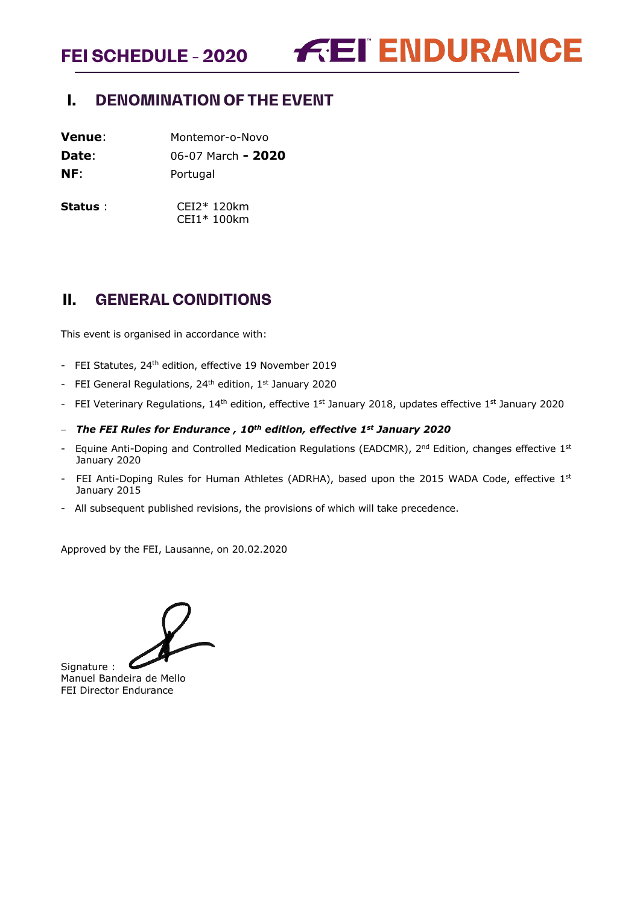FEI SCHEDULE – 2020 FEI ENDURANCE

## I. DENOMINATION OF THE EVENT

**Venue**: Montemor-o-Novo
**Date**: 06-07 March **- 2020**
**NF**: Portugal

**Status** : CEI2* 120km
CEI1* 100km

## II. GENERAL CONDITIONS

This event is organised in accordance with:

- FEI Statutes, 24th edition, effective 19 November 2019
- FEI General Regulations, 24th edition, 1st January 2020
- FEI Veterinary Regulations, 14th edition, effective 1st January 2018, updates effective 1st January 2020
- ***The FEI Rules for Endurance , 10th edition, effective 1st January 2020***
- Equine Anti-Doping and Controlled Medication Regulations (EADCMR), 2nd Edition, changes effective 1st January 2020
- FEI Anti-Doping Rules for Human Athletes (ADRHA), based upon the 2015 WADA Code, effective 1st January 2015
- All subsequent published revisions, the provisions of which will take precedence.

Approved by the FEI, Lausanne, on 20.02.2020

Signature :
Manuel Bandeira de Mello
FEI Director Endurance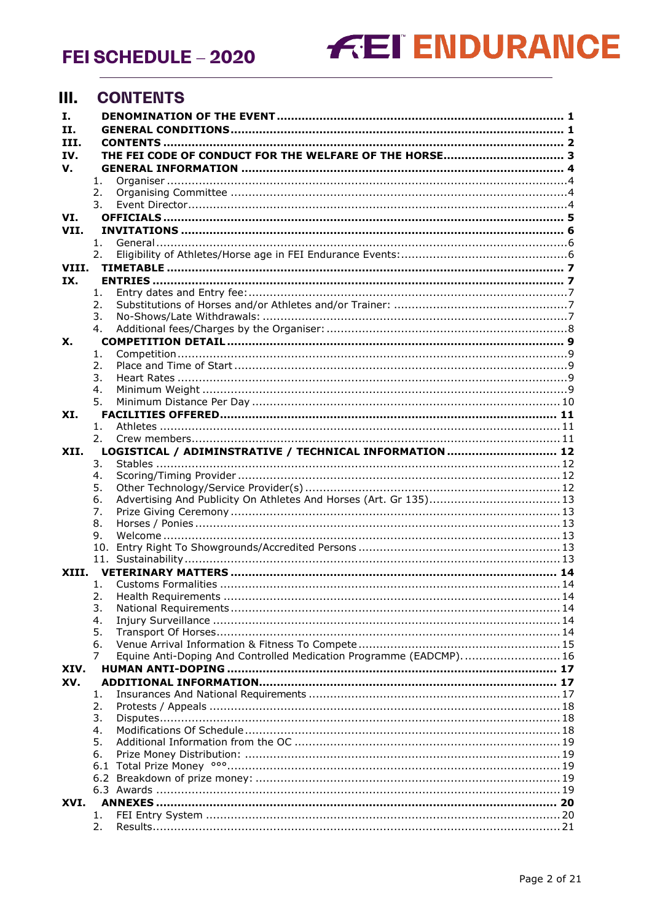# III. CONTENTS

**I. DENOMINATION OF THE EVENT ..... 1**
**II. GENERAL CONDITIONS ..... 1**
**III. CONTENTS ..... 2**
**IV. THE FEI CODE OF CONDUCT FOR THE WELFARE OF THE HORSE ..... 3**
**V. GENERAL INFORMATION ..... 4**
1. Organiser ..... 4
2. Organising Committee ..... 4
3. Event Director ..... 4

**VI. OFFICIALS ..... 5**
**VII. INVITATIONS ..... 6**
1. General ..... 6
2. Eligibility of Athletes/Horse age in FEI Endurance Events: ..... 6

**VIII. TIMETABLE ..... 7**
**IX. ENTRIES ..... 7**
1. Entry dates and Entry fee: ..... 7
2. Substitutions of Horses and/or Athletes and/or Trainer: ..... 7
3. No-Shows/Late Withdrawals: ..... 7
4. Additional fees/Charges by the Organiser: ..... 8

**X. COMPETITION DETAIL ..... 9**
1. Competition ..... 9
2. Place and Time of Start ..... 9
3. Heart Rates ..... 9
4. Minimum Weight ..... 9
5. Minimum Distance Per Day ..... 10

**XI. FACILITIES OFFERED ..... 11**
1. Athletes ..... 11
2. Crew members ..... 11

**XII. LOGISTICAL / ADIMINSTRATIVE / TECHNICAL INFORMATION ..... 12**
3. Stables ..... 12
4. Scoring/Timing Provider ..... 12
5. Other Technology/Service Provider(s) ..... 12
6. Advertising And Publicity On Athletes And Horses (Art. Gr 135) ..... 13
7. Prize Giving Ceremony ..... 13
8. Horses / Ponies ..... 13
9. Welcome ..... 13
10. Entry Right To Showgrounds/Accredited Persons ..... 13
11. Sustainability ..... 13

**XIII. VETERINARY MATTERS ..... 14**
1. Customs Formalities ..... 14
2. Health Requirements ..... 14
3. National Requirements ..... 14
4. Injury Surveillance ..... 14
5. Transport Of Horses ..... 14
6. Venue Arrival Information & Fitness To Compete ..... 15
7. Equine Anti-Doping And Controlled Medication Programme (EADCMP). ..... 16

**XIV. HUMAN ANTI-DOPING ..... 17**
**XV. ADDITIONAL INFORMATION ..... 17**
1. Insurances And National Requirements ..... 17
2. Protests / Appeals ..... 18
3. Disputes ..... 18
4. Modifications Of Schedule ..... 18
5. Additional Information from the OC ..... 19
6. Prize Money Distribution: ..... 19

6.1 Total Prize Money °°° ..... 19
6.2 Breakdown of prize money: ..... 19
6.3 Awards ..... 19

**XVI. ANNEXES ..... 20**
1. FEI Entry System ..... 20
2. Results ..... 21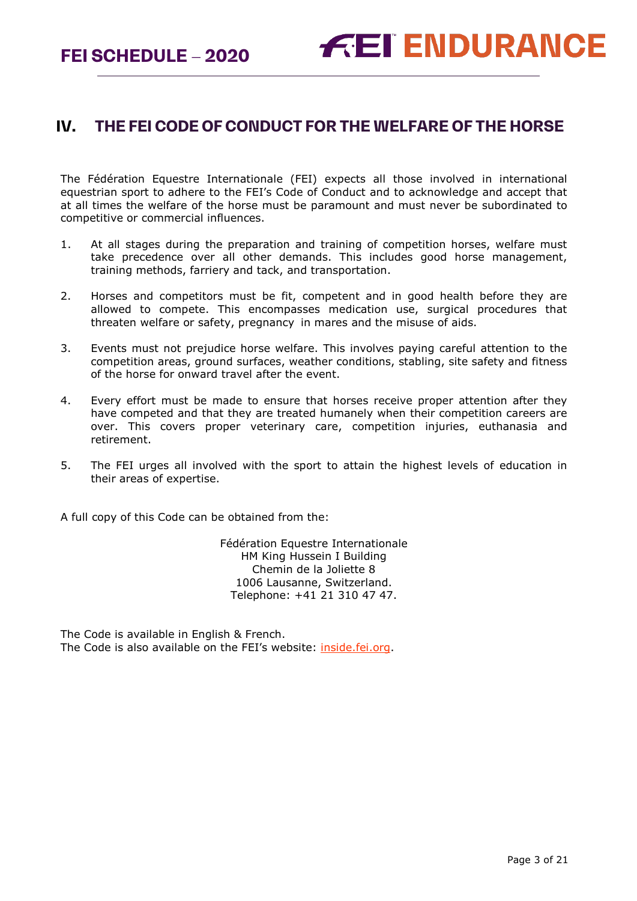## IV. THE FEI CODE OF CONDUCT FOR THE WELFARE OF THE HORSE

The Fédération Equestre Internationale (FEI) expects all those involved in international equestrian sport to adhere to the FEI's Code of Conduct and to acknowledge and accept that at all times the welfare of the horse must be paramount and must never be subordinated to competitive or commercial influences.

1. At all stages during the preparation and training of competition horses, welfare must take precedence over all other demands. This includes good horse management, training methods, farriery and tack, and transportation.

2. Horses and competitors must be fit, competent and in good health before they are allowed to compete. This encompasses medication use, surgical procedures that threaten welfare or safety, pregnancy in mares and the misuse of aids.

3. Events must not prejudice horse welfare. This involves paying careful attention to the competition areas, ground surfaces, weather conditions, stabling, site safety and fitness of the horse for onward travel after the event.

4. Every effort must be made to ensure that horses receive proper attention after they have competed and that they are treated humanely when their competition careers are over. This covers proper veterinary care, competition injuries, euthanasia and retirement.

5. The FEI urges all involved with the sport to attain the highest levels of education in their areas of expertise.

A full copy of this Code can be obtained from the:

Fédération Equestre Internationale
HM King Hussein I Building
Chemin de la Joliette 8
1006 Lausanne, Switzerland.
Telephone: +41 21 310 47 47.

The Code is available in English & French.
The Code is also available on the FEI's website: inside.fei.org.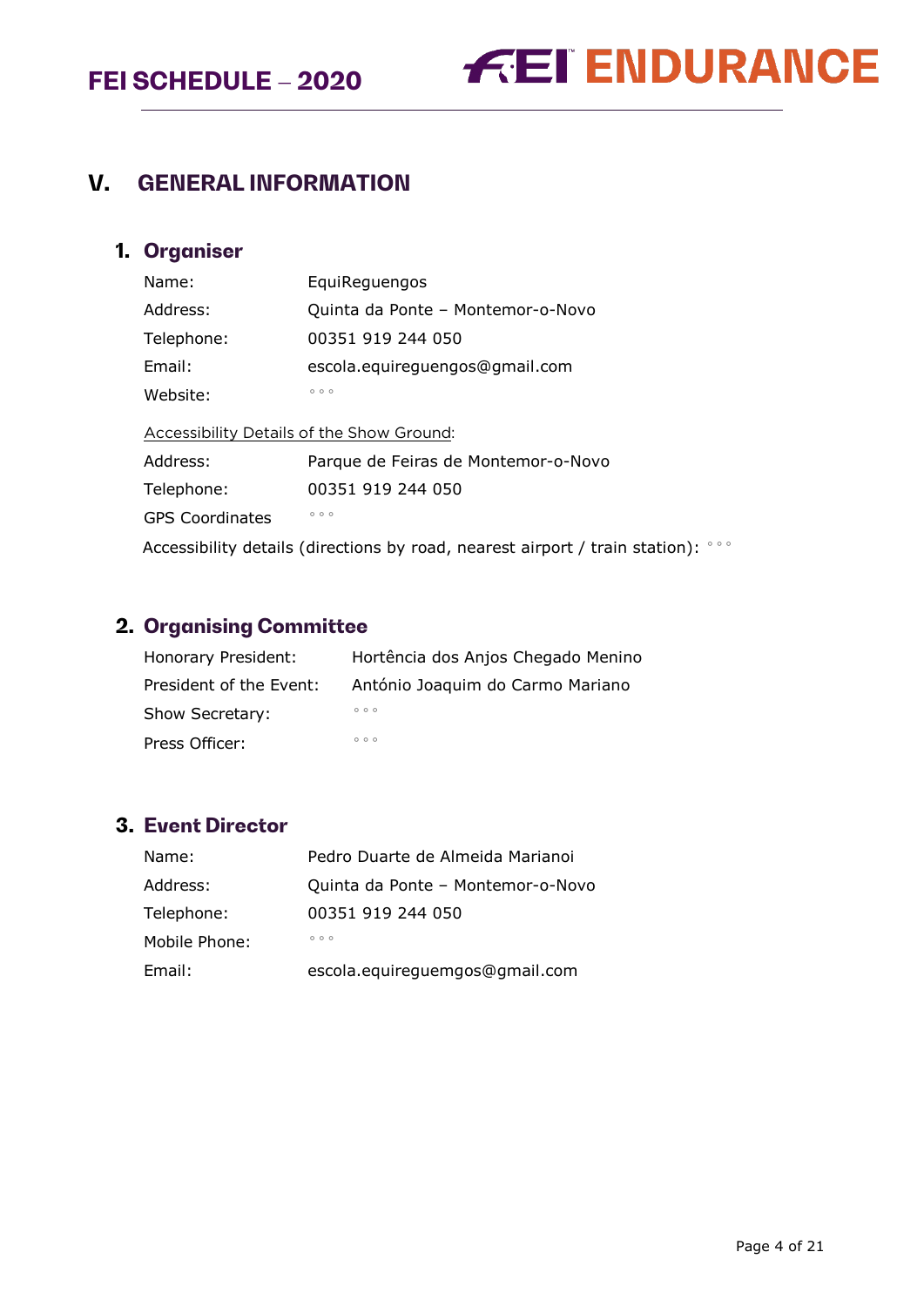# V. GENERAL INFORMATION

## 1. Organiser

| | |
|---|---|
| Name: | EquiReguengos |
| Address: | Quinta da Ponte – Montemor-o-Novo |
| Telephone: | 00351 919 244 050 |
| Email: | escola.equireguengos@gmail.com |
| Website: | ◦◦◦ |

Accessibility Details of the Show Ground:

| | |
|---|---|
| Address: | Parque de Feiras de Montemor-o-Novo |
| Telephone: | 00351 919 244 050 |
| GPS Coordinates | ◦◦◦ |

Accessibility details (directions by road, nearest airport / train station): ◦◦◦

## 2. Organising Committee

| | |
|---|---|
| Honorary President: | Hortência dos Anjos Chegado Menino |
| President of the Event: | António Joaquim do Carmo Mariano |
| Show Secretary: | ◦◦◦ |
| Press Officer: | ◦◦◦ |

## 3. Event Director

| | |
|---|---|
| Name: | Pedro Duarte de Almeida Marianoi |
| Address: | Quinta da Ponte – Montemor-o-Novo |
| Telephone: | 00351 919 244 050 |
| Mobile Phone: | ◦◦◦ |
| Email: | escola.equireguemgos@gmail.com |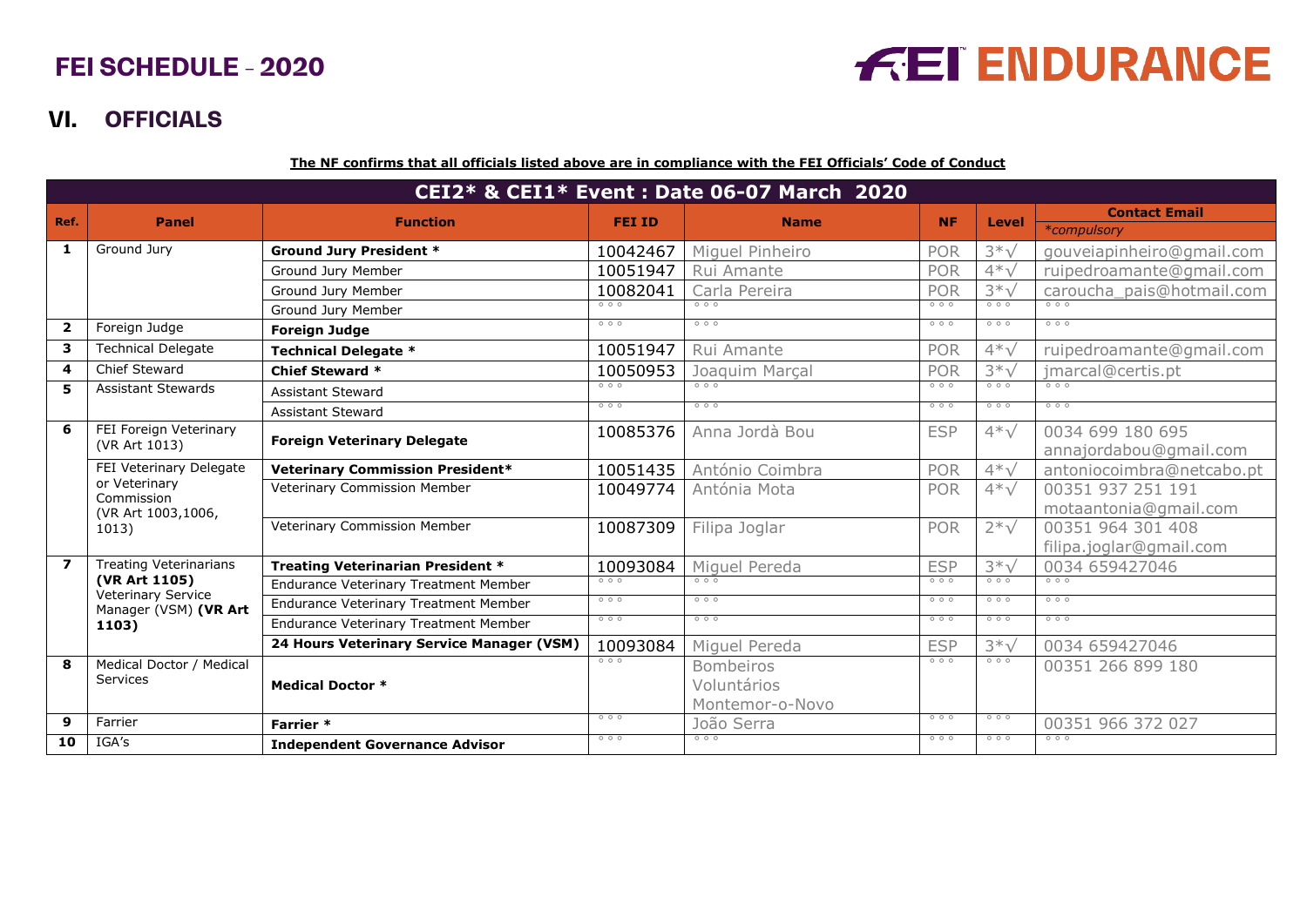# VI. OFFICIALS

**The NF confirms that all officials listed above are in compliance with the FEI Officials' Code of Conduct**

| CEI2* & CEI1* Event : Date 06-07 March 2020 | | | | | | | |
|---|---|---|---|---|---|---|---|
| **Ref.** | **Panel** | **Function** | **FEI ID** | **Name** | **NF** | **Level** | **Contact Email** *\*compulsory* |
| **1** | Ground Jury | **Ground Jury President \*** | 10042467 | Miguel Pinheiro | POR | 3*√ | gouveiapinheiro@gmail.com |
| | | Ground Jury Member | 10051947 | Rui Amante | POR | 4*√ | ruipedroamante@gmail.com |
| | | Ground Jury Member | 10082041 | Carla Pereira | POR | 3*√ | caroucha_pais@hotmail.com |
| | | Ground Jury Member | | | | | |
| **2** | Foreign Judge | **Foreign Judge** | | | | | |
| **3** | Technical Delegate | **Technical Delegate \*** | 10051947 | Rui Amante | POR | 4*√ | ruipedroamante@gmail.com |
| **4** | Chief Steward | **Chief Steward \*** | 10050953 | Joaquim Marçal | POR | 3*√ | jmarcal@certis.pt |
| **5** | Assistant Stewards | Assistant Steward | | | | | |
| | | Assistant Steward | | | | | |
| **6** | FEI Foreign Veterinary (VR Art 1013) | **Foreign Veterinary Delegate** | 10085376 | Anna Jordà Bou | ESP | 4*√ | 0034 699 180 695 annajordabou@gmail.com |
| | FEI Veterinary Delegate or Veterinary Commission (VR Art 1003,1006, 1013) | **Veterinary Commission President\*** | 10051435 | António Coimbra | POR | 4*√ | antoniocoimbra@netcabo.pt |
| | | Veterinary Commission Member | 10049774 | Antónia Mota | POR | 4*√ | 00351 937 251 191 motaantonia@gmail.com |
| | | Veterinary Commission Member | 10087309 | Filipa Joglar | POR | 2*√ | 00351 964 301 408 filipa.joglar@gmail.com |
| **7** | Treating Veterinarians **(VR Art 1105)** Veterinary Service Manager (VSM) **(VR Art 1103)** | **Treating Veterinarian President \*** | 10093084 | Miguel Pereda | ESP | 3*√ | 0034 659427046 |
| | | Endurance Veterinary Treatment Member | | | | | |
| | | Endurance Veterinary Treatment Member | | | | | |
| | | Endurance Veterinary Treatment Member | | | | | |
| | | **24 Hours Veterinary Service Manager (VSM)** | 10093084 | Miguel Pereda | ESP | 3*√ | 0034 659427046 |
| **8** | Medical Doctor / Medical Services | **Medical Doctor \*** | | Bombeiros Voluntários Montemor-o-Novo | | | 00351 266 899 180 |
| **9** | Farrier | **Farrier \*** | | João Serra | | | 00351 966 372 027 |
| **10** | IGA's | **Independent Governance Advisor** | | | | | |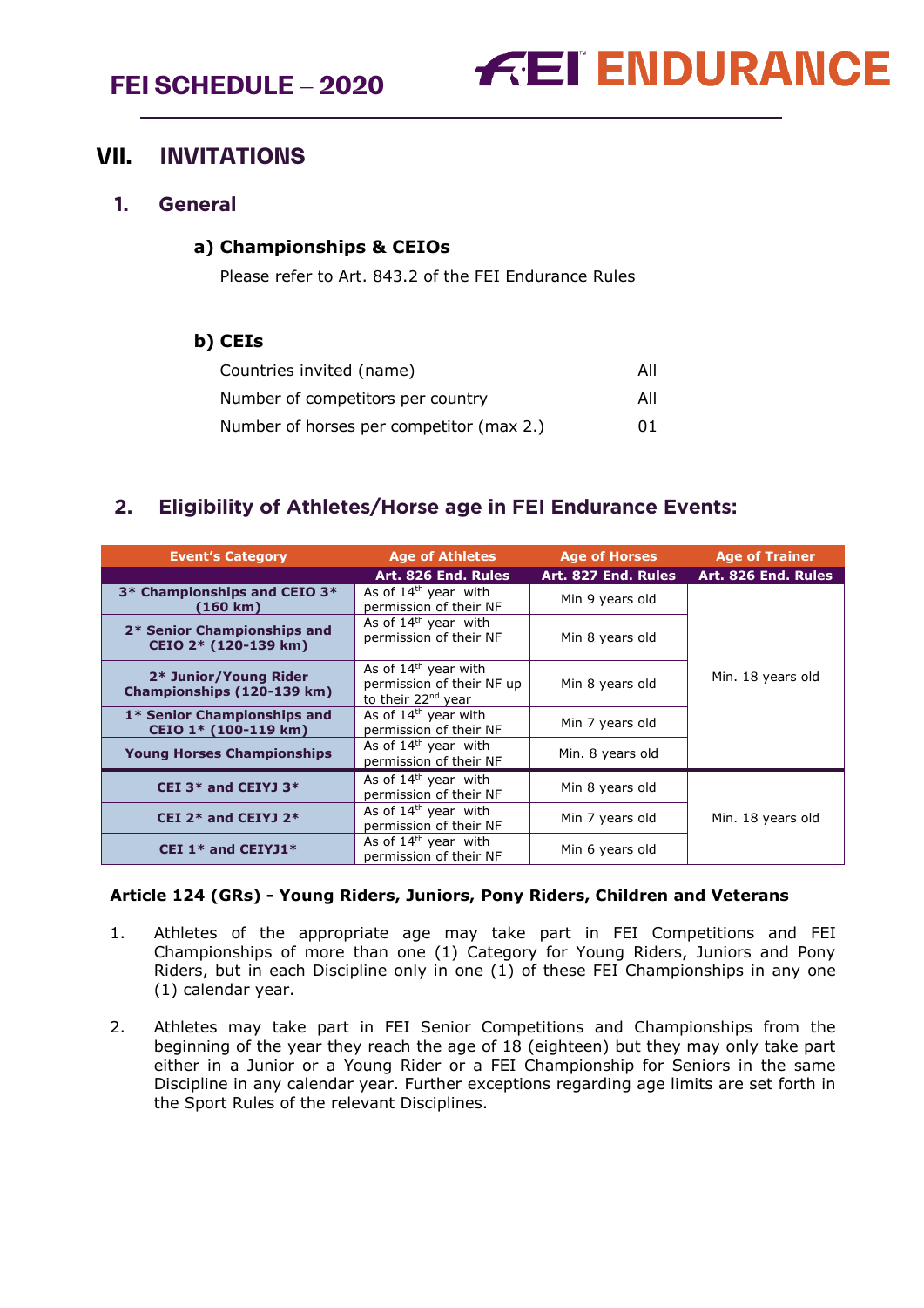## VII. INVITATIONS

### 1. General

#### a) Championships & CEIOs

Please refer to Art. 843.2 of the FEI Endurance Rules

#### b) CEIs

| | |
|---|---|
| Countries invited (name) | All |
| Number of competitors per country | All |
| Number of horses per competitor (max 2.) | 01 |

### 2. Eligibility of Athletes/Horse age in FEI Endurance Events:

| Event's Category | Age of Athletes | Age of Horses | Age of Trainer |
|---|---|---|---|
| | Art. 826 End. Rules | Art. 827 End. Rules | Art. 826 End. Rules |
| 3* Championships and CEIO 3* (160 km) | As of 14th year with permission of their NF | Min 9 years old | Min. 18 years old |
| 2* Senior Championships and CEIO 2* (120-139 km) | As of 14th year with permission of their NF | Min 8 years old | |
| 2* Junior/Young Rider Championships (120-139 km) | As of 14th year with permission of their NF up to their 22nd year | Min 8 years old | |
| 1* Senior Championships and CEIO 1* (100-119 km) | As of 14th year with permission of their NF | Min 7 years old | |
| Young Horses Championships | As of 14th year with permission of their NF | Min. 8 years old | |
| CEI 3* and CEIYJ 3* | As of 14th year with permission of their NF | Min 8 years old | Min. 18 years old |
| CEI 2* and CEIYJ 2* | As of 14th year with permission of their NF | Min 7 years old | |
| CEI 1* and CEIYJ1* | As of 14th year with permission of their NF | Min 6 years old | |

**Article 124 (GRs) - Young Riders, Juniors, Pony Riders, Children and Veterans**

1. Athletes of the appropriate age may take part in FEI Competitions and FEI Championships of more than one (1) Category for Young Riders, Juniors and Pony Riders, but in each Discipline only in one (1) of these FEI Championships in any one (1) calendar year.

2. Athletes may take part in FEI Senior Competitions and Championships from the beginning of the year they reach the age of 18 (eighteen) but they may only take part either in a Junior or a Young Rider or a FEI Championship for Seniors in the same Discipline in any calendar year. Further exceptions regarding age limits are set forth in the Sport Rules of the relevant Disciplines.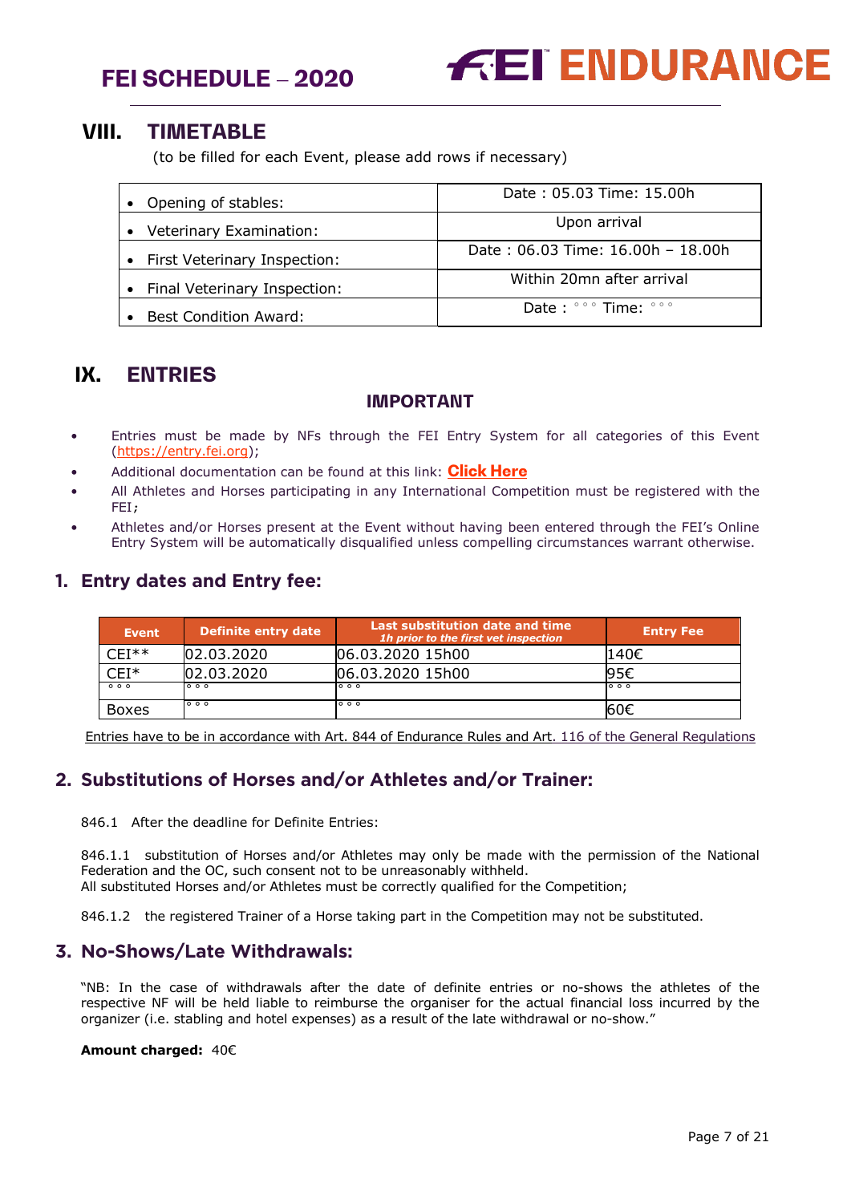## VIII. TIMETABLE

(to be filled for each Event, please add rows if necessary)

| | |
|---|---|
| • Opening of stables: | Date : 05.03 Time: 15.00h |
| • Veterinary Examination: | Upon arrival |
| • First Veterinary Inspection: | Date : 06.03 Time: 16.00h – 18.00h |
| • Final Veterinary Inspection: | Within 20mn after arrival |
| • Best Condition Award: | Date : °°° Time: °°° |

## IX. ENTRIES

### IMPORTANT

- Entries must be made by NFs through the FEI Entry System for all categories of this Event (https://entry.fei.org);
- Additional documentation can be found at this link: **Click Here**
- All Athletes and Horses participating in any International Competition must be registered with the FEI;
- Athletes and/or Horses present at the Event without having been entered through the FEI's Online Entry System will be automatically disqualified unless compelling circumstances warrant otherwise.

### 1. Entry dates and Entry fee:

| Event | Definite entry date | Last substitution date and time *1h prior to the first vet inspection* | Entry Fee |
|---|---|---|---|
| CEI** | 02.03.2020 | 06.03.2020 15h00 | 140€ |
| CEI* | 02.03.2020 | 06.03.2020 15h00 | 95€ |
| °°° | °°° | °°° | °°° |
| Boxes | °°° | °°° | 60€ |

Entries have to be in accordance with Art. 844 of Endurance Rules and Art. 116 of the General Regulations

### 2. Substitutions of Horses and/or Athletes and/or Trainer:

846.1 After the deadline for Definite Entries:

846.1.1 substitution of Horses and/or Athletes may only be made with the permission of the National Federation and the OC, such consent not to be unreasonably withheld.
All substituted Horses and/or Athletes must be correctly qualified for the Competition;

846.1.2 the registered Trainer of a Horse taking part in the Competition may not be substituted.

### 3. No-Shows/Late Withdrawals:

"NB: In the case of withdrawals after the date of definite entries or no-shows the athletes of the respective NF will be held liable to reimburse the organiser for the actual financial loss incurred by the organizer (i.e. stabling and hotel expenses) as a result of the late withdrawal or no-show."

**Amount charged:** 40€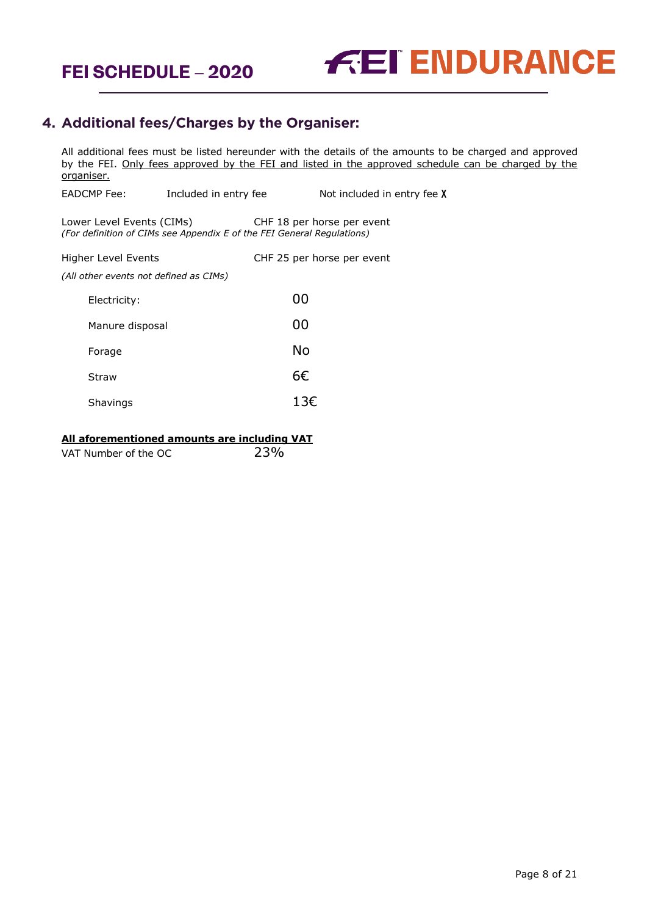## 4. Additional fees/Charges by the Organiser:

All additional fees must be listed hereunder with the details of the amounts to be charged and approved by the FEI. Only fees approved by the FEI and listed in the approved schedule can be charged by the organiser.

EADCMP Fee: Included in entry fee Not included in entry fee X

Lower Level Events (CIMs) CHF 18 per horse per event
*(For definition of CIMs see Appendix E of the FEI General Regulations)*

Higher Level Events CHF 25 per horse per event
*(All other events not defined as CIMs)*

| | |
|---|---|
| Electricity: | 00 |
| Manure disposal | 00 |
| Forage | No |
| Straw | 6€ |
| Shavings | 13€ |

**All aforementioned amounts are including VAT**

VAT Number of the OC 23%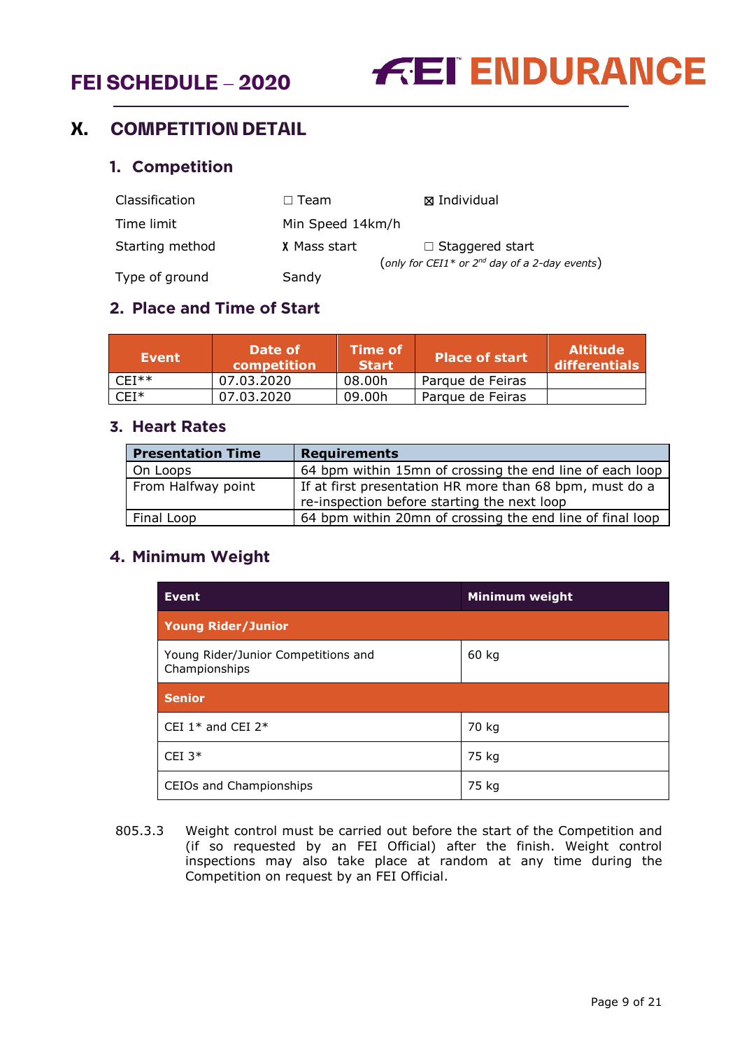# X. COMPETITION DETAIL

## 1. Competition

| | | |
|---|---|---|
| Classification | ☐ Team | ☒ Individual |
| Time limit | Min Speed 14km/h | |
| Starting method | X Mass start | ☐ Staggered start (*only for CEI1\* or 2nd day of a 2-day events*) |
| Type of ground | Sandy | |

## 2. Place and Time of Start

| Event | Date of competition | Time of Start | Place of start | Altitude differentials |
|---|---|---|---|---|
| CEI** | 07.03.2020 | 08.00h | Parque de Feiras | |
| CEI* | 07.03.2020 | 09.00h | Parque de Feiras | |

## 3. Heart Rates

| Presentation Time | Requirements |
|---|---|
| On Loops | 64 bpm within 15mn of crossing the end line of each loop |
| From Halfway point | If at first presentation HR more than 68 bpm, must do a re-inspection before starting the next loop |
| Final Loop | 64 bpm within 20mn of crossing the end line of final loop |

## 4. Minimum Weight

| Event | Minimum weight |
|---|---|
| **Young Rider/Junior** | |
| Young Rider/Junior Competitions and Championships | 60 kg |
| **Senior** | |
| CEI 1* and CEI 2* | 70 kg |
| CEI 3* | 75 kg |
| CEIOs and Championships | 75 kg |

805.3.3 Weight control must be carried out before the start of the Competition and (if so requested by an FEI Official) after the finish. Weight control inspections may also take place at random at any time during the Competition on request by an FEI Official.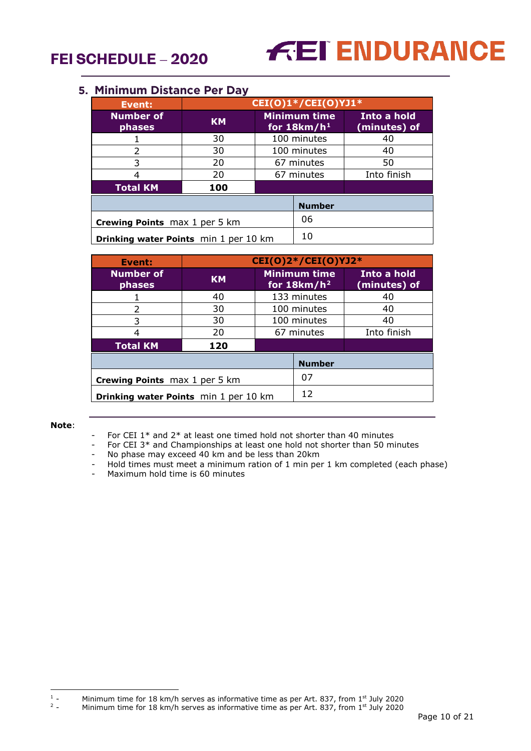## 5. Minimum Distance Per Day

| Event: | CEI(O)1*/CEI(O)YJ1* | | |
|---|---|---|---|
| Number of phases | KM | Minimum time for 18km/h[1] | Into a hold (minutes) of |
| 1 | 30 | 100 minutes | 40 |
| 2 | 30 | 100 minutes | 40 |
| 3 | 20 | 67 minutes | 50 |
| 4 | 20 | 67 minutes | Into finish |
| **Total KM** | **100** | | |

| | Number |
|---|---|
| **Crewing Points** max 1 per 5 km | 06 |
| **Drinking water Points** min 1 per 10 km | 10 |

| Event: | CEI(O)2*/CEI(O)YJ2* | | |
|---|---|---|---|
| Number of phases | KM | Minimum time for 18km/h[2] | Into a hold (minutes) of |
| 1 | 40 | 133 minutes | 40 |
| 2 | 30 | 100 minutes | 40 |
| 3 | 30 | 100 minutes | 40 |
| 4 | 20 | 67 minutes | Into finish |
| **Total KM** | **120** | | |

| | Number |
|---|---|
| **Crewing Points** max 1 per 5 km | 07 |
| **Drinking water Points** min 1 per 10 km | 12 |

**Note**:

- For CEI 1* and 2* at least one timed hold not shorter than 40 minutes
- For CEI 3* and Championships at least one hold not shorter than 50 minutes
- No phase may exceed 40 km and be less than 20km
- Hold times must meet a minimum ration of 1 min per 1 km completed (each phase)
- Maximum hold time is 60 minutes

[1] - Minimum time for 18 km/h serves as informative time as per Art. 837, from 1st July 2020

[2] - Minimum time for 18 km/h serves as informative time as per Art. 837, from 1st July 2020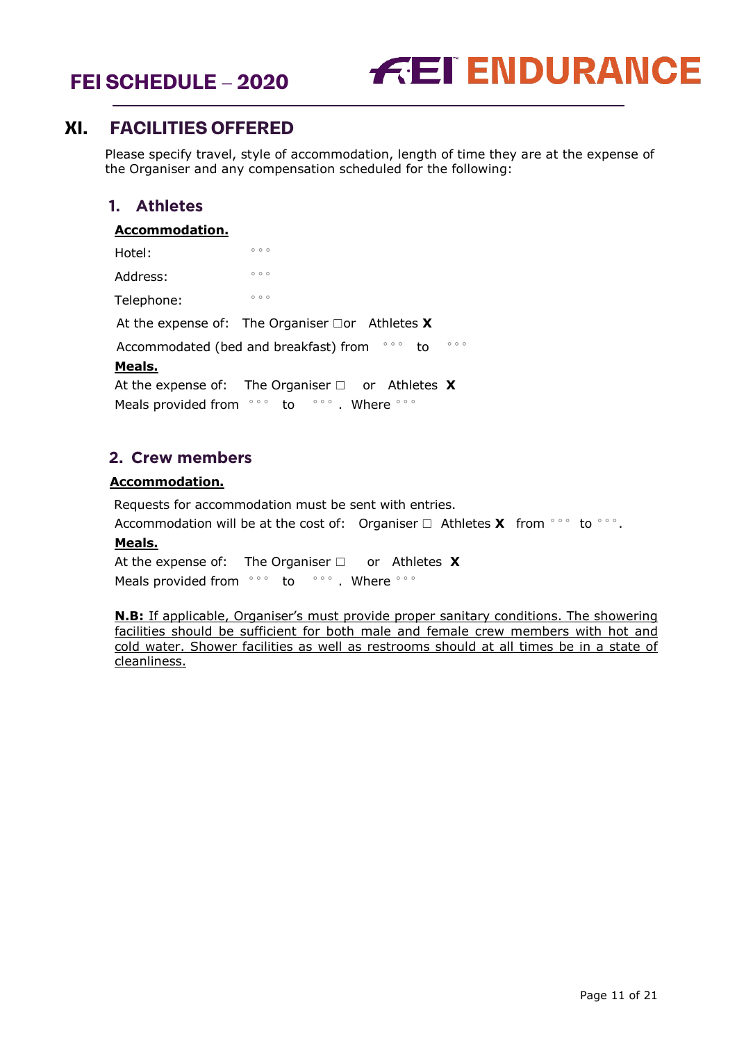# XI. FACILITIES OFFERED

Please specify travel, style of accommodation, length of time they are at the expense of the Organiser and any compensation scheduled for the following:

## 1. Athletes

**Accommodation.**

Hotel: °°°

Address: °°°

Telephone: °°°

At the expense of: The Organiser ☐or Athletes **X**

Accommodated (bed and breakfast) from °°° to °°°

**Meals.**

At the expense of: The Organiser ☐ or Athletes **X**

Meals provided from °°° to °°° . Where °°°

## 2. Crew members

**Accommodation.**

Requests for accommodation must be sent with entries.

Accommodation will be at the cost of: Organiser ☐ Athletes **X** from °°° to °°°.

**Meals.**

At the expense of: The Organiser ☐ or Athletes **X**

Meals provided from °°° to °°° . Where °°°

**N.B:** If applicable, Organiser's must provide proper sanitary conditions. The showering facilities should be sufficient for both male and female crew members with hot and cold water. Shower facilities as well as restrooms should at all times be in a state of cleanliness.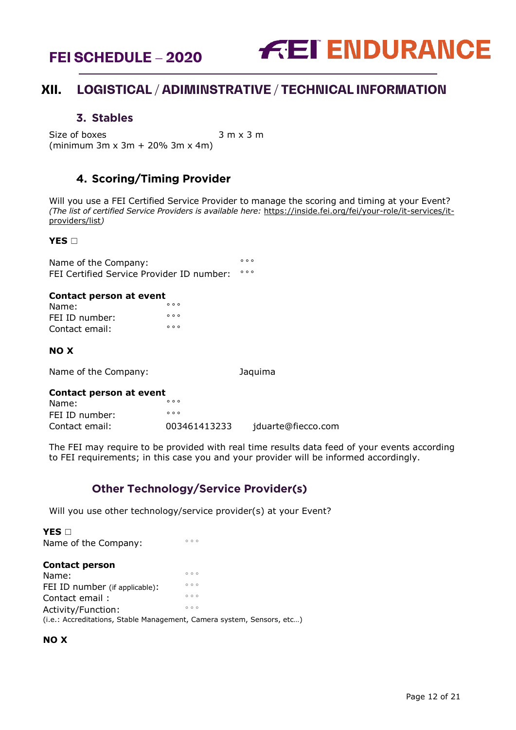## XII. LOGISTICAL / ADIMINSTRATIVE / TECHNICAL INFORMATION

### 3. Stables

Size of boxes 3 m x 3 m
(minimum 3m x 3m + 20% 3m x 4m)

### 4. Scoring/Timing Provider

Will you use a FEI Certified Service Provider to manage the scoring and timing at your Event?
*(The list of certified Service Providers is available here:* https://inside.fei.org/fei/your-role/it-services/it-providers/list*)*

**YES** □

Name of the Company: °°°
FEI Certified Service Provider ID number: °°°

**Contact person at event**
Name: °°°
FEI ID number: °°°
Contact email: °°°

**NO X**

Name of the Company: Jaquima

**Contact person at event**
Name: °°°
FEI ID number: °°°
Contact email: 003461413233 jduarte@fiecco.com

The FEI may require to be provided with real time results data feed of your events according to FEI requirements; in this case you and your provider will be informed accordingly.

### Other Technology/Service Provider(s)

Will you use other technology/service provider(s) at your Event?

**YES** □
Name of the Company: °°°

**Contact person**
Name: °°°
FEI ID number (if applicable): °°°
Contact email : °°°
Activity/Function: °°°
(i.e.: Accreditations, Stable Management, Camera system, Sensors, etc…)

**NO X**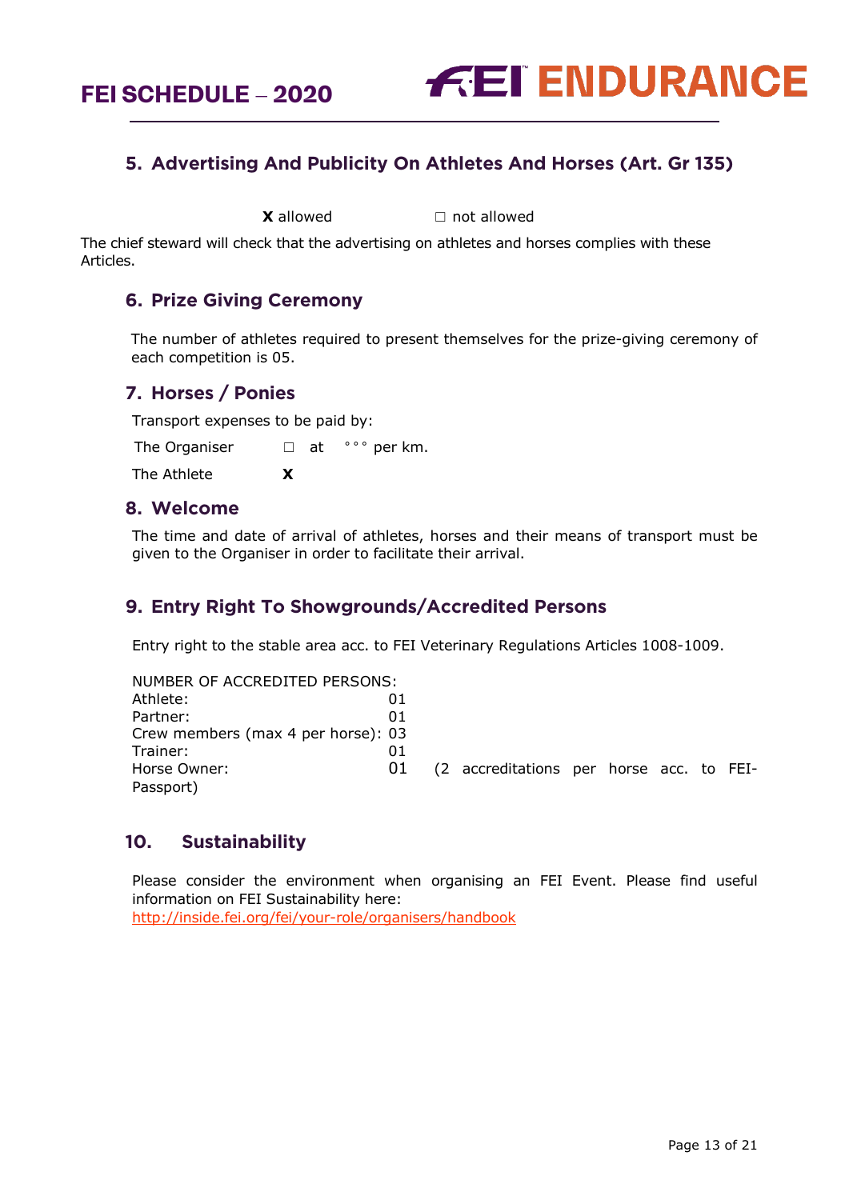## 5. Advertising And Publicity On Athletes And Horses (Art. Gr 135)

**X** allowed ☐ not allowed

The chief steward will check that the advertising on athletes and horses complies with these Articles.

## 6. Prize Giving Ceremony

The number of athletes required to present themselves for the prize-giving ceremony of each competition is 05.

## 7. Horses / Ponies

Transport expenses to be paid by:

The Organiser ☐ at °°° per km.

The Athlete **X**

## 8. Welcome

The time and date of arrival of athletes, horses and their means of transport must be given to the Organiser in order to facilitate their arrival.

## 9. Entry Right To Showgrounds/Accredited Persons

Entry right to the stable area acc. to FEI Veterinary Regulations Articles 1008-1009.

NUMBER OF ACCREDITED PERSONS:

| | |
|---|---|
| Athlete: | 01 |
| Partner: | 01 |
| Crew members (max 4 per horse): | 03 |
| Trainer: | 01 |
| Horse Owner: | 01 (2 accreditations per horse acc. to FEI-Passport) |

## 10. Sustainability

Please consider the environment when organising an FEI Event. Please find useful information on FEI Sustainability here:
http://inside.fei.org/fei/your-role/organisers/handbook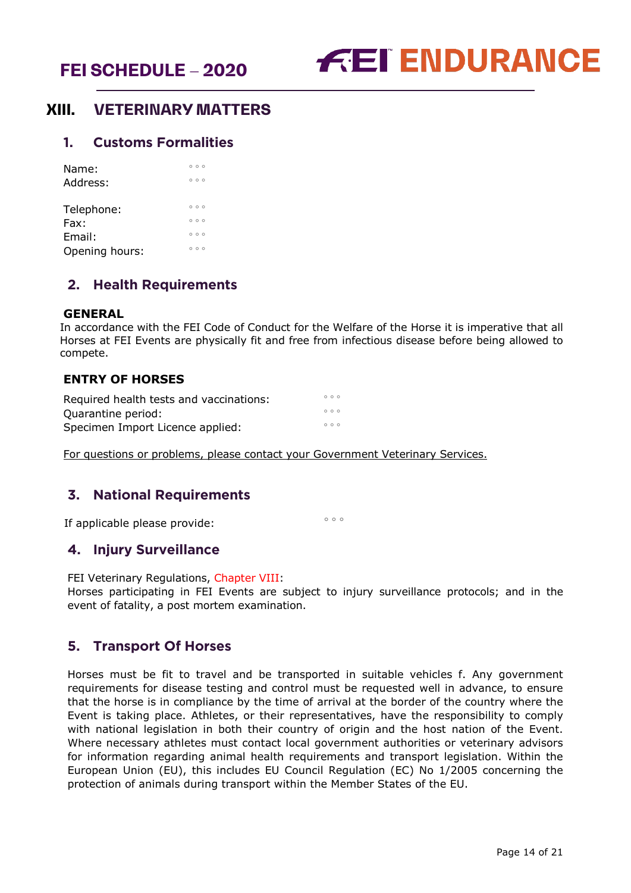# XIII. VETERINARY MATTERS

## 1. Customs Formalities

| | |
|---|---|
| Name: | ° ° ° |
| Address: | ° ° ° |
| Telephone: | ° ° ° |
| Fax: | ° ° ° |
| Email: | ° ° ° |
| Opening hours: | ° ° ° |

## 2. Health Requirements

**GENERAL**

In accordance with the FEI Code of Conduct for the Welfare of the Horse it is imperative that all Horses at FEI Events are physically fit and free from infectious disease before being allowed to compete.

**ENTRY OF HORSES**

| | |
|---|---|
| Required health tests and vaccinations: | ° ° ° |
| Quarantine period: | ° ° ° |
| Specimen Import Licence applied: | ° ° ° |

For questions or problems, please contact your Government Veterinary Services.

## 3. National Requirements

If applicable please provide: ° ° °

## 4. Injury Surveillance

FEI Veterinary Regulations, Chapter VIII:
Horses participating in FEI Events are subject to injury surveillance protocols; and in the event of fatality, a post mortem examination.

## 5. Transport Of Horses

Horses must be fit to travel and be transported in suitable vehicles f. Any government requirements for disease testing and control must be requested well in advance, to ensure that the horse is in compliance by the time of arrival at the border of the country where the Event is taking place. Athletes, or their representatives, have the responsibility to comply with national legislation in both their country of origin and the host nation of the Event. Where necessary athletes must contact local government authorities or veterinary advisors for information regarding animal health requirements and transport legislation. Within the European Union (EU), this includes EU Council Regulation (EC) No 1/2005 concerning the protection of animals during transport within the Member States of the EU.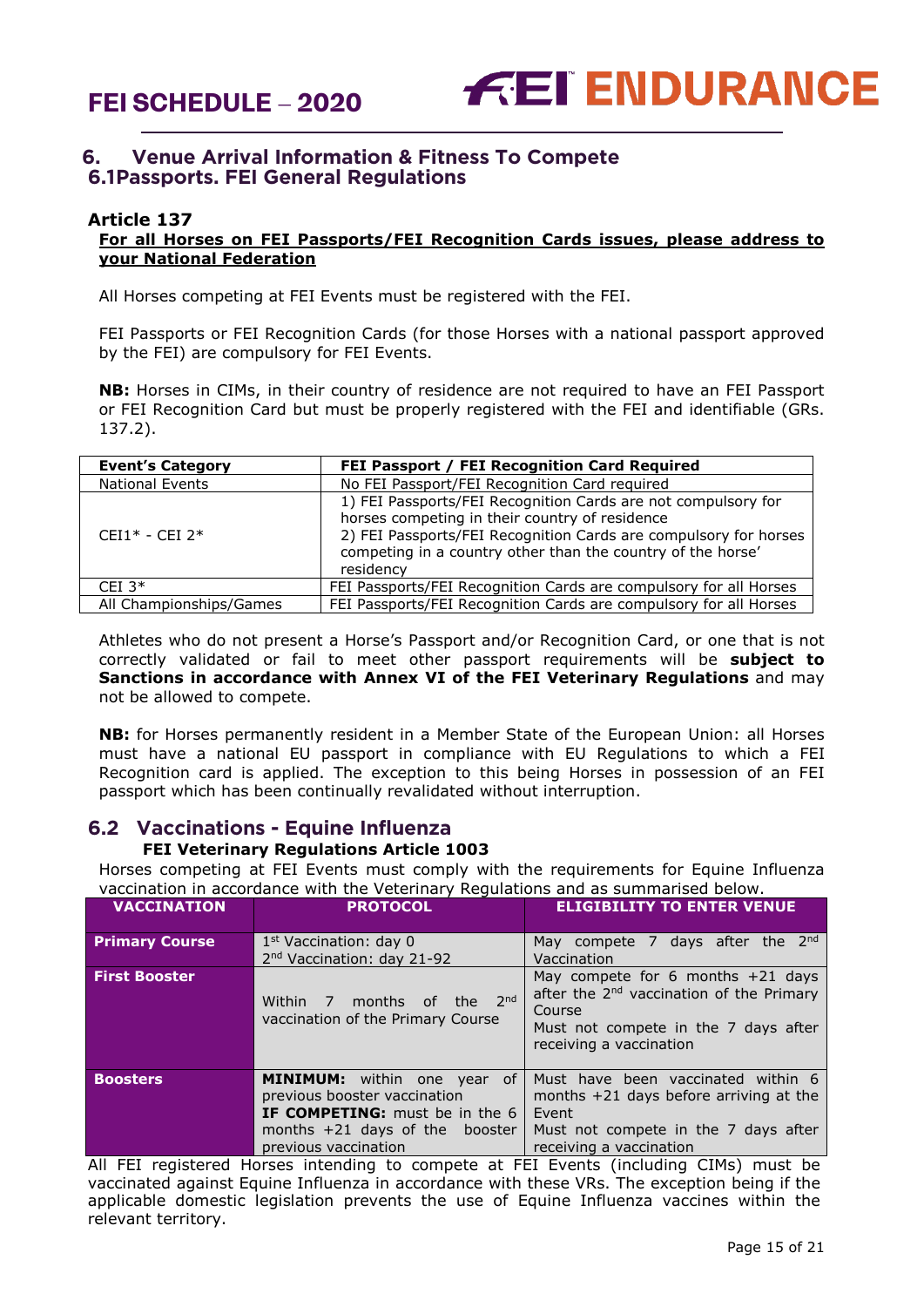## 6. Venue Arrival Information & Fitness To Compete

### 6.1 Passports. FEI General Regulations

#### Article 137

**For all Horses on FEI Passports/FEI Recognition Cards issues, please address to your National Federation**

All Horses competing at FEI Events must be registered with the FEI.

FEI Passports or FEI Recognition Cards (for those Horses with a national passport approved by the FEI) are compulsory for FEI Events.

**NB:** Horses in CIMs, in their country of residence are not required to have an FEI Passport or FEI Recognition Card but must be properly registered with the FEI and identifiable (GRs. 137.2).

| Event's Category | FEI Passport / FEI Recognition Card Required |
|---|---|
| National Events | No FEI Passport/FEI Recognition Card required |
| CEI1* - CEI 2* | 1) FEI Passports/FEI Recognition Cards are not compulsory for horses competing in their country of residence<br>2) FEI Passports/FEI Recognition Cards are compulsory for horses competing in a country other than the country of the horse' residency |
| CEI 3* | FEI Passports/FEI Recognition Cards are compulsory for all Horses |
| All Championships/Games | FEI Passports/FEI Recognition Cards are compulsory for all Horses |

Athletes who do not present a Horse's Passport and/or Recognition Card, or one that is not correctly validated or fail to meet other passport requirements will be **subject to Sanctions in accordance with Annex VI of the FEI Veterinary Regulations** and may not be allowed to compete.

**NB:** for Horses permanently resident in a Member State of the European Union: all Horses must have a national EU passport in compliance with EU Regulations to which a FEI Recognition card is applied. The exception to this being Horses in possession of an FEI passport which has been continually revalidated without interruption.

### 6.2 Vaccinations - Equine Influenza

**FEI Veterinary Regulations Article 1003**

Horses competing at FEI Events must comply with the requirements for Equine Influenza vaccination in accordance with the Veterinary Regulations and as summarised below.

| VACCINATION | PROTOCOL | ELIGIBILITY TO ENTER VENUE |
|---|---|---|
| **Primary Course** | 1st Vaccination: day 0<br>2nd Vaccination: day 21-92 | May compete 7 days after the 2nd Vaccination |
| **First Booster** | Within 7 months of the 2nd vaccination of the Primary Course | May compete for 6 months +21 days after the 2nd vaccination of the Primary Course<br>Must not compete in the 7 days after receiving a vaccination |
| **Boosters** | **MINIMUM:** within one year of previous booster vaccination<br>**IF COMPETING:** must be in the 6 months +21 days of the booster previous vaccination | Must have been vaccinated within 6 months +21 days before arriving at the Event<br>Must not compete in the 7 days after receiving a vaccination |

All FEI registered Horses intending to compete at FEI Events (including CIMs) must be vaccinated against Equine Influenza in accordance with these VRs. The exception being if the applicable domestic legislation prevents the use of Equine Influenza vaccines within the relevant territory.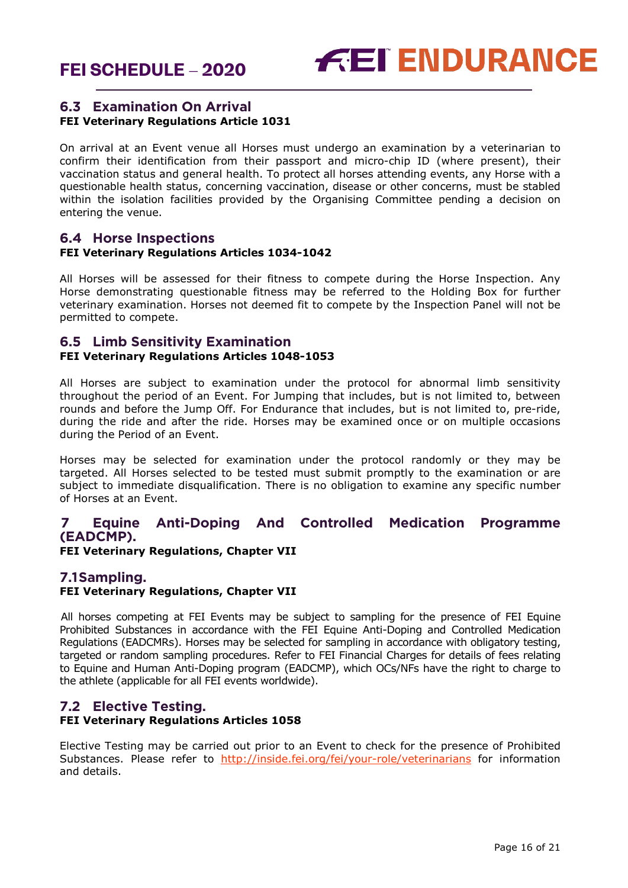## 6.3 Examination On Arrival

**FEI Veterinary Regulations Article 1031**

On arrival at an Event venue all Horses must undergo an examination by a veterinarian to confirm their identification from their passport and micro-chip ID (where present), their vaccination status and general health. To protect all horses attending events, any Horse with a questionable health status, concerning vaccination, disease or other concerns, must be stabled within the isolation facilities provided by the Organising Committee pending a decision on entering the venue.

## 6.4 Horse Inspections

**FEI Veterinary Regulations Articles 1034-1042**

All Horses will be assessed for their fitness to compete during the Horse Inspection. Any Horse demonstrating questionable fitness may be referred to the Holding Box for further veterinary examination. Horses not deemed fit to compete by the Inspection Panel will not be permitted to compete.

## 6.5 Limb Sensitivity Examination

**FEI Veterinary Regulations Articles 1048-1053**

All Horses are subject to examination under the protocol for abnormal limb sensitivity throughout the period of an Event. For Jumping that includes, but is not limited to, between rounds and before the Jump Off. For Endurance that includes, but is not limited to, pre-ride, during the ride and after the ride. Horses may be examined once or on multiple occasions during the Period of an Event.

Horses may be selected for examination under the protocol randomly or they may be targeted. All Horses selected to be tested must submit promptly to the examination or are subject to immediate disqualification. There is no obligation to examine any specific number of Horses at an Event.

# 7 Equine Anti-Doping And Controlled Medication Programme (EADCMP).

**FEI Veterinary Regulations, Chapter VII**

## 7.1Sampling.

**FEI Veterinary Regulations, Chapter VII**

All horses competing at FEI Events may be subject to sampling for the presence of FEI Equine Prohibited Substances in accordance with the FEI Equine Anti-Doping and Controlled Medication Regulations (EADCMRs). Horses may be selected for sampling in accordance with obligatory testing, targeted or random sampling procedures. Refer to FEI Financial Charges for details of fees relating to Equine and Human Anti-Doping program (EADCMP), which OCs/NFs have the right to charge to the athlete (applicable for all FEI events worldwide).

## 7.2 Elective Testing.

**FEI Veterinary Regulations Articles 1058**

Elective Testing may be carried out prior to an Event to check for the presence of Prohibited Substances. Please refer to http://inside.fei.org/fei/your-role/veterinarians for information and details.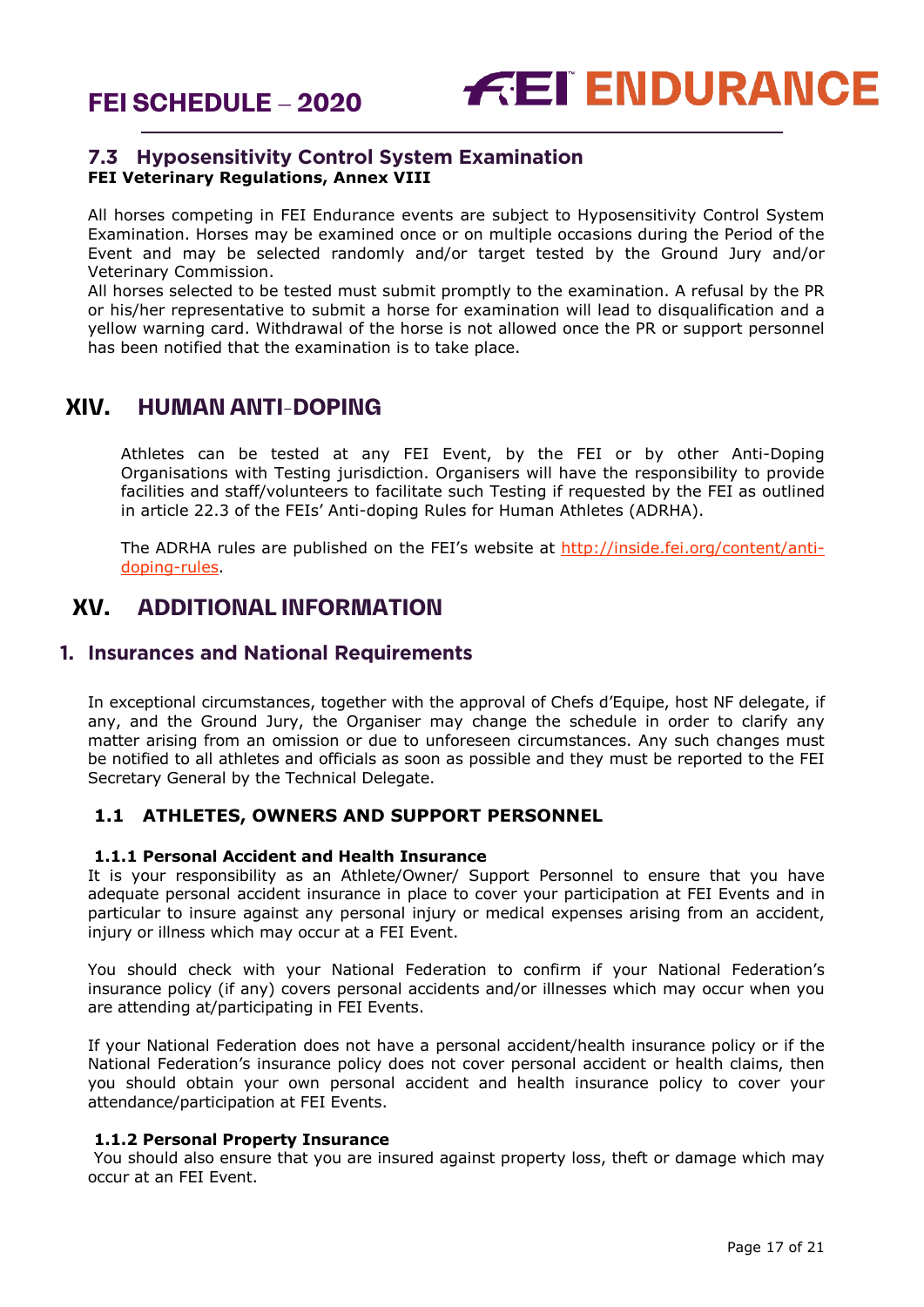### 7.3 Hyposensitivity Control System Examination

**FEI Veterinary Regulations, Annex VIII**

All horses competing in FEI Endurance events are subject to Hyposensitivity Control System Examination. Horses may be examined once or on multiple occasions during the Period of the Event and may be selected randomly and/or target tested by the Ground Jury and/or Veterinary Commission.
All horses selected to be tested must submit promptly to the examination. A refusal by the PR or his/her representative to submit a horse for examination will lead to disqualification and a yellow warning card. Withdrawal of the horse is not allowed once the PR or support personnel has been notified that the examination is to take place.

# XIV. HUMAN ANTI-DOPING

Athletes can be tested at any FEI Event, by the FEI or by other Anti-Doping Organisations with Testing jurisdiction. Organisers will have the responsibility to provide facilities and staff/volunteers to facilitate such Testing if requested by the FEI as outlined in article 22.3 of the FEIs' Anti-doping Rules for Human Athletes (ADRHA).

The ADRHA rules are published on the FEI's website at [http://inside.fei.org/content/anti-doping-rules](http://inside.fei.org/content/anti-doping-rules).

# XV. ADDITIONAL INFORMATION

## 1. Insurances and National Requirements

In exceptional circumstances, together with the approval of Chefs d'Equipe, host NF delegate, if any, and the Ground Jury, the Organiser may change the schedule in order to clarify any matter arising from an omission or due to unforeseen circumstances. Any such changes must be notified to all athletes and officials as soon as possible and they must be reported to the FEI Secretary General by the Technical Delegate.

### 1.1 ATHLETES, OWNERS AND SUPPORT PERSONNEL

#### 1.1.1 Personal Accident and Health Insurance

It is your responsibility as an Athlete/Owner/ Support Personnel to ensure that you have adequate personal accident insurance in place to cover your participation at FEI Events and in particular to insure against any personal injury or medical expenses arising from an accident, injury or illness which may occur at a FEI Event.

You should check with your National Federation to confirm if your National Federation's insurance policy (if any) covers personal accidents and/or illnesses which may occur when you are attending at/participating in FEI Events.

If your National Federation does not have a personal accident/health insurance policy or if the National Federation's insurance policy does not cover personal accident or health claims, then you should obtain your own personal accident and health insurance policy to cover your attendance/participation at FEI Events.

#### 1.1.2 Personal Property Insurance

You should also ensure that you are insured against property loss, theft or damage which may occur at an FEI Event.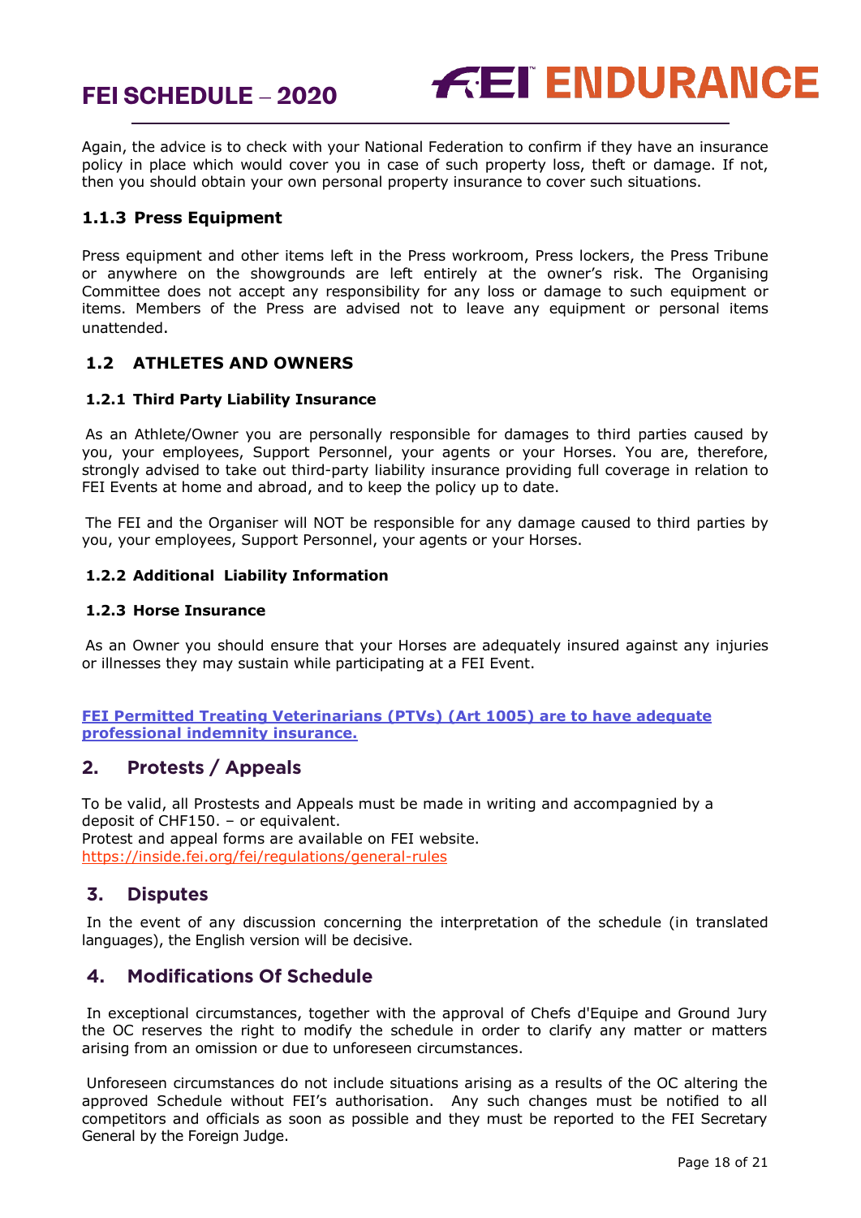Again, the advice is to check with your National Federation to confirm if they have an insurance policy in place which would cover you in case of such property loss, theft or damage. If not, then you should obtain your own personal property insurance to cover such situations.

### 1.1.3 Press Equipment

Press equipment and other items left in the Press workroom, Press lockers, the Press Tribune or anywhere on the showgrounds are left entirely at the owner's risk. The Organising Committee does not accept any responsibility for any loss or damage to such equipment or items. Members of the Press are advised not to leave any equipment or personal items unattended.

## 1.2 ATHLETES AND OWNERS

### 1.2.1 Third Party Liability Insurance

As an Athlete/Owner you are personally responsible for damages to third parties caused by you, your employees, Support Personnel, your agents or your Horses. You are, therefore, strongly advised to take out third-party liability insurance providing full coverage in relation to FEI Events at home and abroad, and to keep the policy up to date.

The FEI and the Organiser will NOT be responsible for any damage caused to third parties by you, your employees, Support Personnel, your agents or your Horses.

### 1.2.2 Additional Liability Information

### 1.2.3 Horse Insurance

As an Owner you should ensure that your Horses are adequately insured against any injuries or illnesses they may sustain while participating at a FEI Event.

**FEI Permitted Treating Veterinarians (PTVs) (Art 1005) are to have adequate professional indemnity insurance.**

## 2. Protests / Appeals

To be valid, all Prostests and Appeals must be made in writing and accompagnied by a deposit of CHF150. – or equivalent.
Protest and appeal forms are available on FEI website.
https://inside.fei.org/fei/regulations/general-rules

## 3. Disputes

In the event of any discussion concerning the interpretation of the schedule (in translated languages), the English version will be decisive.

## 4. Modifications Of Schedule

In exceptional circumstances, together with the approval of Chefs d'Equipe and Ground Jury the OC reserves the right to modify the schedule in order to clarify any matter or matters arising from an omission or due to unforeseen circumstances.

Unforeseen circumstances do not include situations arising as a results of the OC altering the approved Schedule without FEI's authorisation. Any such changes must be notified to all competitors and officials as soon as possible and they must be reported to the FEI Secretary General by the Foreign Judge.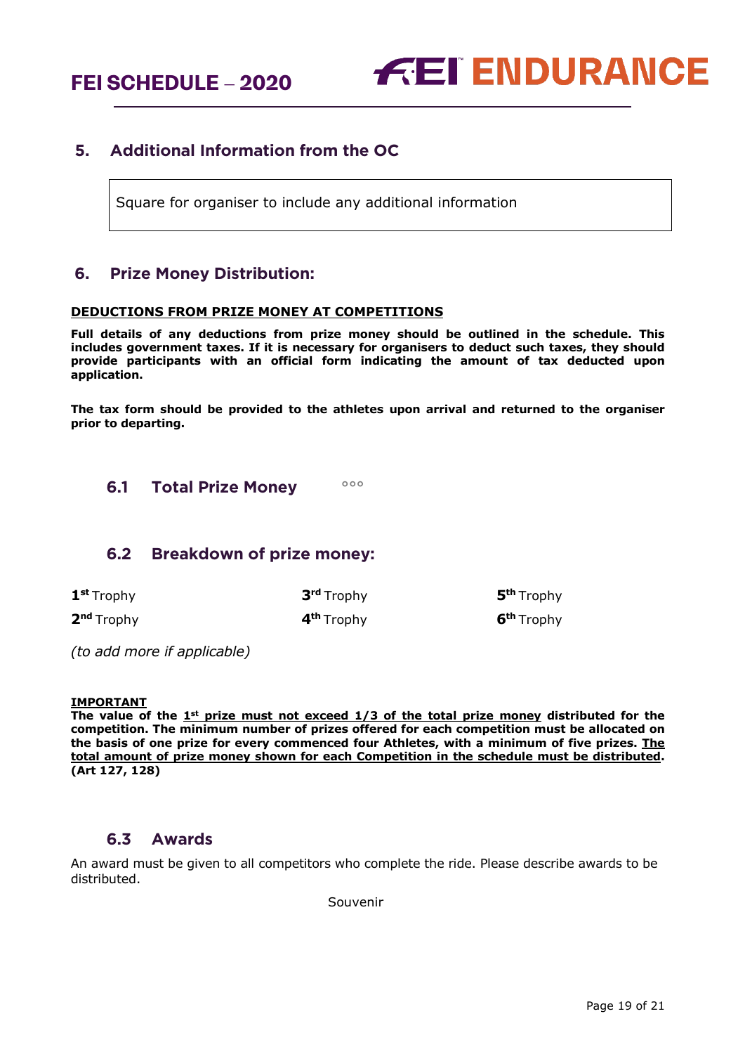## 5. Additional Information from the OC

Square for organiser to include any additional information

## 6. Prize Money Distribution:

**DEDUCTIONS FROM PRIZE MONEY AT COMPETITIONS**

**Full details of any deductions from prize money should be outlined in the schedule. This includes government taxes. If it is necessary for organisers to deduct such taxes, they should provide participants with an official form indicating the amount of tax deducted upon application.**

**The tax form should be provided to the athletes upon arrival and returned to the organiser prior to departing.**

### 6.1 Total Prize Money

ººº

### 6.2 Breakdown of prize money:

| | | |
|---|---|---|
| **1st** Trophy | **3rd** Trophy | **5th** Trophy |
| **2nd** Trophy | **4th** Trophy | **6th** Trophy |

*(to add more if applicable)*

**IMPORTANT**

**The value of the 1st prize must not exceed 1/3 of the total prize money distributed for the competition. The minimum number of prizes offered for each competition must be allocated on the basis of one prize for every commenced four Athletes, with a minimum of five prizes. The total amount of prize money shown for each Competition in the schedule must be distributed. (Art 127, 128)**

### 6.3 Awards

An award must be given to all competitors who complete the ride. Please describe awards to be distributed.

Souvenir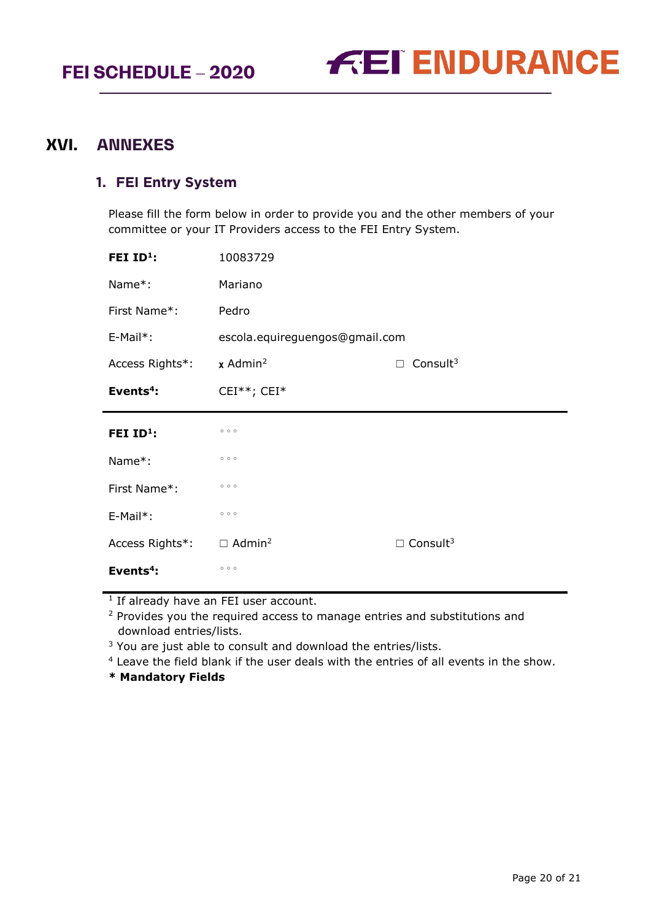# XVI. ANNEXES

## 1. FEI Entry System

Please fill the form below in order to provide you and the other members of your committee or your IT Providers access to the FEI Entry System.

| | | |
|---|---|---|
| **FEI ID[1]:** | 10083729 | |
| Name*: | Mariano | |
| First Name*: | Pedro | |
| E-Mail*: | escola.equireguengos@gmail.com | |
| Access Rights*: | x Admin[2] | ☐ Consult[3] |
| **Events[4]:** | CEI**; CEI* | |

| | | |
|---|---|---|
| **FEI ID[1]:** | ◦◦◦ | |
| Name*: | ◦◦◦ | |
| First Name*: | ◦◦◦ | |
| E-Mail*: | ◦◦◦ | |
| Access Rights*: | ☐ Admin[2] | ☐ Consult[3] |
| **Events[4]:** | ◦◦◦ | |

[1] If already have an FEI user account.
[2] Provides you the required access to manage entries and substitutions and download entries/lists.
[3] You are just able to consult and download the entries/lists.
[4] Leave the field blank if the user deals with the entries of all events in the show.

**\* Mandatory Fields**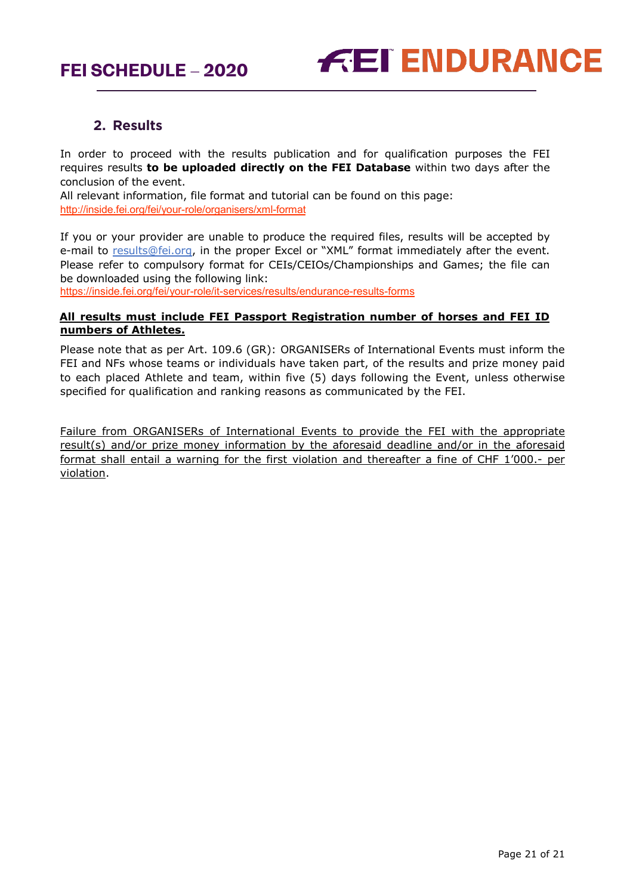## 2. Results

In order to proceed with the results publication and for qualification purposes the FEI requires results **to be uploaded directly on the FEI Database** within two days after the conclusion of the event.
All relevant information, file format and tutorial can be found on this page:
http://inside.fei.org/fei/your-role/organisers/xml-format

If you or your provider are unable to produce the required files, results will be accepted by e-mail to results@fei.org, in the proper Excel or "XML" format immediately after the event. Please refer to compulsory format for CEIs/CEIOs/Championships and Games; the file can be downloaded using the following link:
https://inside.fei.org/fei/your-role/it-services/results/endurance-results-forms

**All results must include FEI Passport Registration number of horses and FEI ID numbers of Athletes.**

Please note that as per Art. 109.6 (GR): ORGANISERs of International Events must inform the FEI and NFs whose teams or individuals have taken part, of the results and prize money paid to each placed Athlete and team, within five (5) days following the Event, unless otherwise specified for qualification and ranking reasons as communicated by the FEI.

Failure from ORGANISERs of International Events to provide the FEI with the appropriate result(s) and/or prize money information by the aforesaid deadline and/or in the aforesaid format shall entail a warning for the first violation and thereafter a fine of CHF 1'000.- per violation.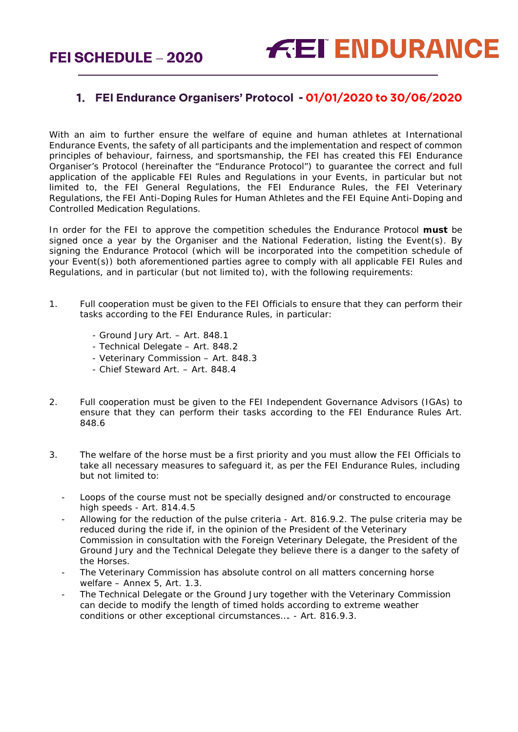# FEI SCHEDULE – 2020

## 1. FEI Endurance Organisers' Protocol - 01/01/2020 to 30/06/2020

With an aim to further ensure the welfare of equine and human athletes at International Endurance Events, the safety of all participants and the implementation and respect of common principles of behaviour, fairness, and sportsmanship, the FEI has created this FEI Endurance Organiser's Protocol (hereinafter the "Endurance Protocol") to guarantee the correct and full application of the applicable FEI Rules and Regulations in your Events, in particular but not limited to, the FEI General Regulations, the FEI Endurance Rules, the FEI Veterinary Regulations, the FEI Anti-Doping Rules for Human Athletes and the FEI Equine Anti-Doping and Controlled Medication Regulations.

In order for the FEI to approve the competition schedules the Endurance Protocol **must** be signed once a year by the Organiser and the National Federation, listing the Event(s). By signing the Endurance Protocol (which will be incorporated into the competition schedule of your Event(s)) both aforementioned parties agree to comply with all applicable FEI Rules and Regulations, and in particular (but not limited to), with the following requirements:

1. Full cooperation must be given to the FEI Officials to ensure that they can perform their tasks according to the FEI Endurance Rules, in particular:
   - Ground Jury Art. – Art. 848.1
   - Technical Delegate – Art. 848.2
   - Veterinary Commission – Art. 848.3
   - Chief Steward Art. – Art. 848.4

2. Full cooperation must be given to the FEI Independent Governance Advisors (IGAs) to ensure that they can perform their tasks according to the FEI Endurance Rules Art. 848.6

3. The welfare of the horse must be a first priority and you must allow the FEI Officials to take all necessary measures to safeguard it, as per the FEI Endurance Rules, including but not limited to:
   - Loops of the course must not be specially designed and/or constructed to encourage high speeds - Art. 814.4.5
   - Allowing for the reduction of the pulse criteria - Art. 816.9.2. The pulse criteria may be reduced during the ride if, in the opinion of the President of the Veterinary Commission in consultation with the Foreign Veterinary Delegate, the President of the Ground Jury and the Technical Delegate they believe there is a danger to the safety of the Horses.
   - The Veterinary Commission has absolute control on all matters concerning horse welfare – Annex 5, Art. 1.3.
   - The Technical Delegate or the Ground Jury together with the Veterinary Commission can decide to modify the length of timed holds according to extreme weather conditions or other exceptional circumstances…. - Art. 816.9.3.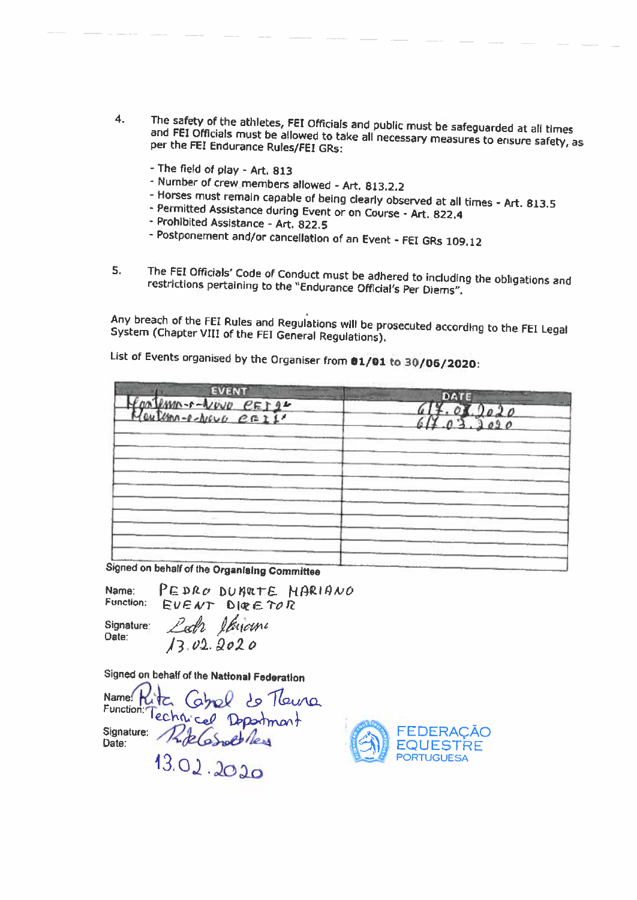4. The safety of the athletes, FEI Officials and public must be safeguarded at all times and FEI Officials must be allowed to take all necessary measures to ensure safety, as per the FEI Endurance Rules/FEI GRs:

   - The field of play - Art. 813
   - Number of crew members allowed - Art. 813.2.2
   - Horses must remain capable of being clearly observed at all times - Art. 813.5
   - Permitted Assistance during Event or on Course - Art. 822.4
   - Prohibited Assistance - Art. 822.5
   - Postponement and/or cancellation of an Event - FEI GRs 109.12

5. The FEI Officials' Code of Conduct must be adhered to including the obligations and restrictions pertaining to the "Endurance Official's Per Diems".

Any breach of the FEI Rules and Regulations will be prosecuted according to the FEI Legal System (Chapter VIII of the FEI General Regulations).

List of Events organised by the Organiser from **01/01 to 30/06/2020**:

| EVENT | DATE |
|---|---|
| Montemor-o-Novo CEI 2* | 6/7.03.2020 |
| Montemor-o-Novo CEI 1* | 6/7.03.2020 |
| | |
| | |
| | |
| | |
| | |
| | |
| | |
| | |
| | |
| | |

**Signed on behalf of the Organising Committee**

Name: PEDRO DUARTE MARIANO
Function: EVENT DIRECTOR

Signature: Pedro Mariano
Date: 13.02.2020

**Signed on behalf of the National Federation**

Name: Rita Cabral do Tleura
Function: Technical Department

Signature: RitaCabral
Date: 13.02.2020

FEDERAÇÃO EQUESTRE PORTUGUESA